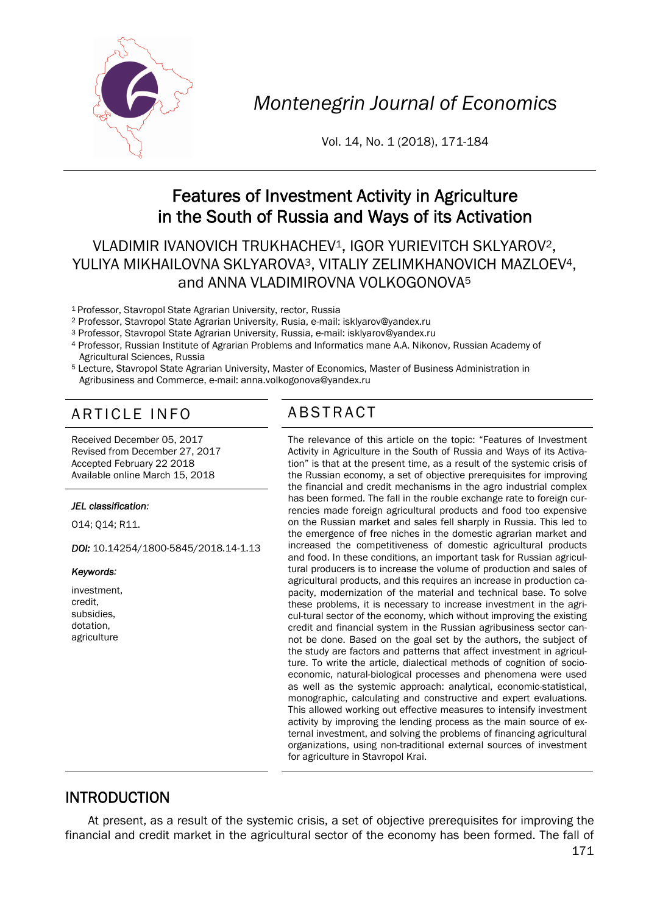# Features of Investment Activity in Agriculture in the South of Russia and Ways of its Activation

VLADIMIR IVANOVICH TRUKHACHEV[1], IGOR YURIEVITCH SKLYAROV[2], YULIYA MIKHAILOVNA SKLYAROVA[3], VITALIY ZELIMKHANOVICH MAZLOEV[4], and ANNA VLADIMIROVNA VOLKOGONOVA[5]

[1] Professor, Stavropol State Agrarian University, rector, Russia
[2] Professor, Stavropol State Agrarian University, Rusia, e-mail: isklyarov@yandex.ru
[3] Professor, Stavropol State Agrarian University, Russia, e-mail: isklyarov@yandex.ru
[4] Professor, Russian Institute of Agrarian Problems and Informatics mane A.A. Nikonov, Russian Academy of Agricultural Sciences, Russia
[5] Lecture, Stavropol State Agrarian University, Master of Economics, Master of Business Administration in Agribusiness and Commerce, e-mail: anna.volkogonova@yandex.ru

## ARTICLE INFO

Received December 05, 2017
Revised from December 27, 2017
Accepted February 22 2018
Available online March 15, 2018

*JEL classification:*

O14; Q14; R11.

*DOI:* 10.14254/1800-5845/2018.14-1.13

*Keywords:*

investment,
credit,
subsidies,
dotation,
agriculture

## ABSTRACT

The relevance of this article on the topic: "Features of Investment Activity in Agriculture in the South of Russia and Ways of its Activation" is that at the present time, as a result of the systemic crisis of the Russian economy, a set of objective prerequisites for improving the financial and credit mechanisms in the agro industrial complex has been formed. The fall in the rouble exchange rate to foreign currencies made foreign agricultural products and food too expensive on the Russian market and sales fell sharply in Russia. This led to the emergence of free niches in the domestic agrarian market and increased the competitiveness of domestic agricultural products and food. In these conditions, an important task for Russian agricultural producers is to increase the volume of production and sales of agricultural products, and this requires an increase in production capacity, modernization of the material and technical base. To solve these problems, it is necessary to increase investment in the agricul-tural sector of the economy, which without improving the existing credit and financial system in the Russian agribusiness sector cannot be done. Based on the goal set by the authors, the subject of the study are factors and patterns that affect investment in agriculture. To write the article, dialectical methods of cognition of socio-economic, natural-biological processes and phenomena were used as well as the systemic approach: analytical, economic-statistical, monographic, calculating and constructive and expert evaluations. This allowed working out effective measures to intensify investment activity by improving the lending process as the main source of external investment, and solving the problems of financing agricultural organizations, using non-traditional external sources of investment for agriculture in Stavropol Krai.

## INTRODUCTION

At present, as a result of the systemic crisis, a set of objective prerequisites for improving the financial and credit market in the agricultural sector of the economy has been formed. The fall of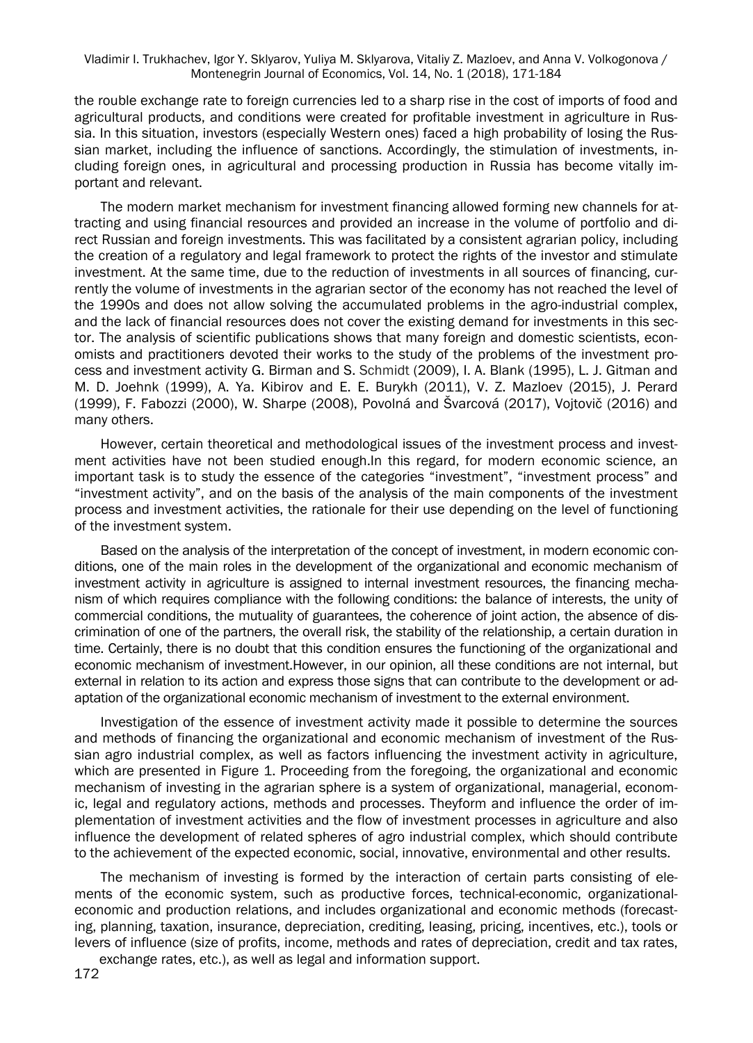the rouble exchange rate to foreign currencies led to a sharp rise in the cost of imports of food and agricultural products, and conditions were created for profitable investment in agriculture in Russia. In this situation, investors (especially Western ones) faced a high probability of losing the Russian market, including the influence of sanctions. Accordingly, the stimulation of investments, including foreign ones, in agricultural and processing production in Russia has become vitally important and relevant.

The modern market mechanism for investment financing allowed forming new channels for attracting and using financial resources and provided an increase in the volume of portfolio and direct Russian and foreign investments. This was facilitated by a consistent agrarian policy, including the creation of a regulatory and legal framework to protect the rights of the investor and stimulate investment. At the same time, due to the reduction of investments in all sources of financing, currently the volume of investments in the agrarian sector of the economy has not reached the level of the 1990s and does not allow solving the accumulated problems in the agro-industrial complex, and the lack of financial resources does not cover the existing demand for investments in this sector. The analysis of scientific publications shows that many foreign and domestic scientists, economists and practitioners devoted their works to the study of the problems of the investment process and investment activity G. Birman and S. Schmidt (2009), I. A. Blank (1995), L. J. Gitman and M. D. Joehnk (1999), A. Ya. Kibirov and E. E. Burykh (2011), V. Z. Mazloev (2015), J. Perard (1999), F. Fabozzi (2000), W. Sharpe (2008), Povolná and Švarcová (2017), Vojtovič (2016) and many others.

However, certain theoretical and methodological issues of the investment process and investment activities have not been studied enough.In this regard, for modern economic science, an important task is to study the essence of the categories "investment", "investment process" and "investment activity", and on the basis of the analysis of the main components of the investment process and investment activities, the rationale for their use depending on the level of functioning of the investment system.

Based on the analysis of the interpretation of the concept of investment, in modern economic conditions, one of the main roles in the development of the organizational and economic mechanism of investment activity in agriculture is assigned to internal investment resources, the financing mechanism of which requires compliance with the following conditions: the balance of interests, the unity of commercial conditions, the mutuality of guarantees, the coherence of joint action, the absence of discrimination of one of the partners, the overall risk, the stability of the relationship, a certain duration in time. Certainly, there is no doubt that this condition ensures the functioning of the organizational and economic mechanism of investment.However, in our opinion, all these conditions are not internal, but external in relation to its action and express those signs that can contribute to the development or adaptation of the organizational economic mechanism of investment to the external environment.

Investigation of the essence of investment activity made it possible to determine the sources and methods of financing the organizational and economic mechanism of investment of the Russian agro industrial complex, as well as factors influencing the investment activity in agriculture, which are presented in Figure 1. Proceeding from the foregoing, the organizational and economic mechanism of investing in the agrarian sphere is a system of organizational, managerial, economic, legal and regulatory actions, methods and processes. Theyform and influence the order of implementation of investment activities and the flow of investment processes in agriculture and also influence the development of related spheres of agro industrial complex, which should contribute to the achievement of the expected economic, social, innovative, environmental and other results.

The mechanism of investing is formed by the interaction of certain parts consisting of elements of the economic system, such as productive forces, technical-economic, organizational-economic and production relations, and includes organizational and economic methods (forecasting, planning, taxation, insurance, depreciation, crediting, leasing, pricing, incentives, etc.), tools or levers of influence (size of profits, income, methods and rates of depreciation, credit and tax rates, exchange rates, etc.), as well as legal and information support.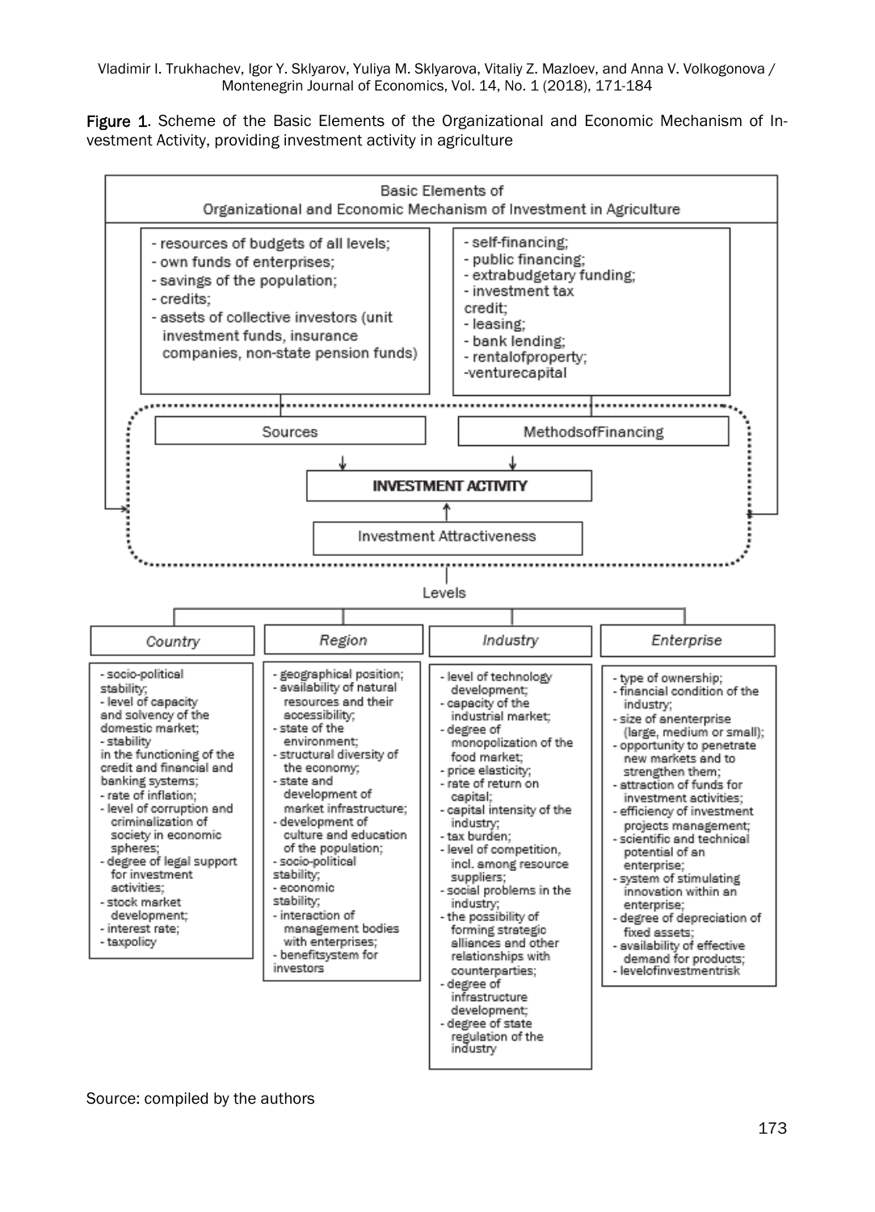**Figure 1.** Scheme of the Basic Elements of the Organizational and Economic Mechanism of Investment Activity, providing investment activity in agriculture

**Basic Elements of Organizational and Economic Mechanism of Investment in Agriculture**

**Sources:**
- resources of budgets of all levels;
- own funds of enterprises;
- savings of the population;
- credits;
- assets of collective investors (unit investment funds, insurance companies, non-state pension funds)

**MethodsofFinancing:**
- self-financing;
- public financing;
- extrabudgetary funding;
- investment tax credit;
- leasing;
- bank lending;
- rentalofproperty;
- venturecapital

**INVESTMENT ACTIVITY** ← Sources, MethodsofFinancing, Investment Attractiveness

**Levels**

| Country | Region | Industry | Enterprise |
|---|---|---|---|
| - socio-political stability;<br>- level of capacity and solvency of the domestic market;<br>- stability in the functioning of the credit and financial and banking systems;<br>- rate of inflation;<br>- level of corruption and criminalization of society in economic spheres;<br>- degree of legal support for investment activities;<br>- stock market development;<br>- interest rate;<br>- taxpolicy | - geographical position;<br>- availability of natural resources and their accessibility;<br>- state of the environment;<br>- structural diversity of the economy;<br>- state and development of market infrastructure;<br>- development of culture and education of the population;<br>- socio-political stability;<br>- economic stability;<br>- interaction of management bodies with enterprises;<br>- benefitsystem for investors | - level of technology development;<br>- capacity of the industrial market;<br>- degree of monopolization of the food market;<br>- price elasticity;<br>- rate of return on capital;<br>- capital intensity of the industry;<br>- tax burden;<br>- level of competition, incl. among resource suppliers;<br>- social problems in the industry;<br>- the possibility of forming strategic alliances and other relationships with counterparties;<br>- degree of infrastructure development;<br>- degree of state regulation of the industry | - type of ownership;<br>- financial condition of the industry;<br>- size of anenterprise (large, medium or small);<br>- opportunity to penetrate new markets and to strengthen them;<br>- attraction of funds for investment activities;<br>- efficiency of investment projects management;<br>- scientific and technical potential of an enterprise;<br>- system of stimulating innovation within an enterprise;<br>- degree of depreciation of fixed assets;<br>- availability of effective demand for products;<br>- levelofinvestmentrisk |

Source: compiled by the authors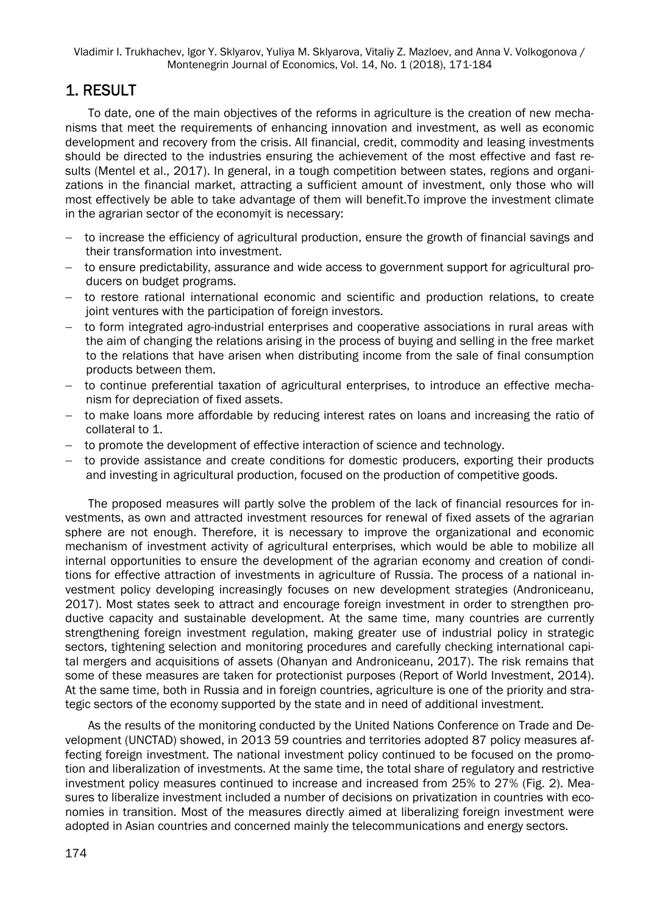## 1. RESULT

To date, one of the main objectives of the reforms in agriculture is the creation of new mechanisms that meet the requirements of enhancing innovation and investment, as well as economic development and recovery from the crisis. All financial, credit, commodity and leasing investments should be directed to the industries ensuring the achievement of the most effective and fast results (Mentel et al., 2017). In general, in a tough competition between states, regions and organizations in the financial market, attracting a sufficient amount of investment, only those who will most effectively be able to take advantage of them will benefit.To improve the investment climate in the agrarian sector of the economyit is necessary:

- to increase the efficiency of agricultural production, ensure the growth of financial savings and their transformation into investment.
- to ensure predictability, assurance and wide access to government support for agricultural producers on budget programs.
- to restore rational international economic and scientific and production relations, to create joint ventures with the participation of foreign investors.
- to form integrated agro-industrial enterprises and cooperative associations in rural areas with the aim of changing the relations arising in the process of buying and selling in the free market to the relations that have arisen when distributing income from the sale of final consumption products between them.
- to continue preferential taxation of agricultural enterprises, to introduce an effective mechanism for depreciation of fixed assets.
- to make loans more affordable by reducing interest rates on loans and increasing the ratio of collateral to 1.
- to promote the development of effective interaction of science and technology.
- to provide assistance and create conditions for domestic producers, exporting their products and investing in agricultural production, focused on the production of competitive goods.

The proposed measures will partly solve the problem of the lack of financial resources for investments, as own and attracted investment resources for renewal of fixed assets of the agrarian sphere are not enough. Therefore, it is necessary to improve the organizational and economic mechanism of investment activity of agricultural enterprises, which would be able to mobilize all internal opportunities to ensure the development of the agrarian economy and creation of conditions for effective attraction of investments in agriculture of Russia. The process of a national investment policy developing increasingly focuses on new development strategies (Androniceanu, 2017). Most states seek to attract and encourage foreign investment in order to strengthen productive capacity and sustainable development. At the same time, many countries are currently strengthening foreign investment regulation, making greater use of industrial policy in strategic sectors, tightening selection and monitoring procedures and carefully checking international capital mergers and acquisitions of assets (Ohanyan and Androniceanu, 2017). The risk remains that some of these measures are taken for protectionist purposes (Report of World Investment, 2014). At the same time, both in Russia and in foreign countries, agriculture is one of the priority and strategic sectors of the economy supported by the state and in need of additional investment.

As the results of the monitoring conducted by the United Nations Conference on Trade and Development (UNCTAD) showed, in 2013 59 countries and territories adopted 87 policy measures affecting foreign investment. The national investment policy continued to be focused on the promotion and liberalization of investments. At the same time, the total share of regulatory and restrictive investment policy measures continued to increase and increased from 25% to 27% (Fig. 2). Measures to liberalize investment included a number of decisions on privatization in countries with economies in transition. Most of the measures directly aimed at liberalizing foreign investment were adopted in Asian countries and concerned mainly the telecommunications and energy sectors.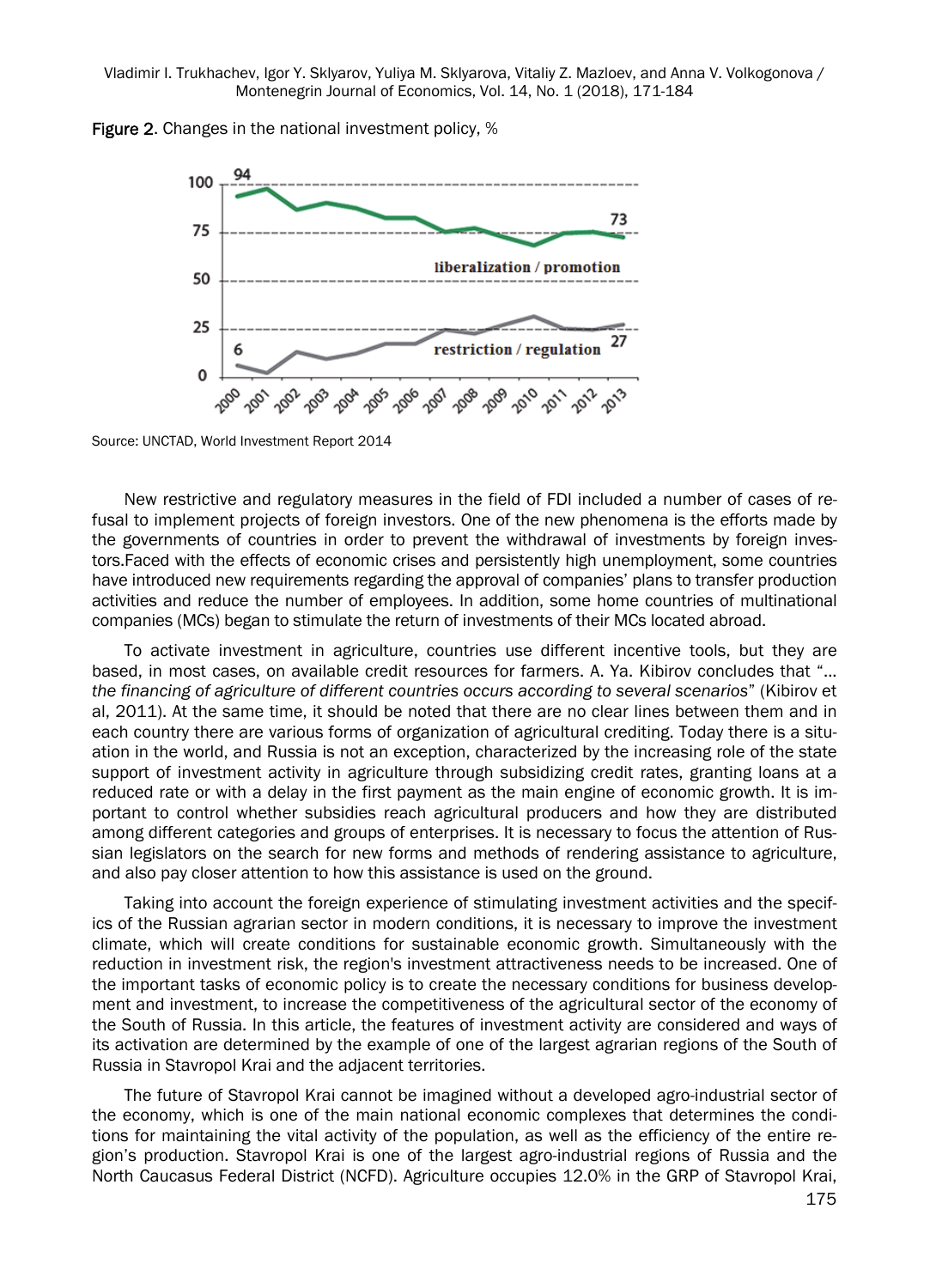Figure 2. Changes in the national investment policy, %

Source: UNCTAD, World Investment Report 2014

New restrictive and regulatory measures in the field of FDI included a number of cases of refusal to implement projects of foreign investors. One of the new phenomena is the efforts made by the governments of countries in order to prevent the withdrawal of investments by foreign investors.Faced with the effects of economic crises and persistently high unemployment, some countries have introduced new requirements regarding the approval of companies' plans to transfer production activities and reduce the number of employees. In addition, some home countries of multinational companies (MCs) began to stimulate the return of investments of their MCs located abroad.

To activate investment in agriculture, countries use different incentive tools, but they are based, in most cases, on available credit resources for farmers. A. Ya. Kibirov concludes that "*... the financing of agriculture of different countries occurs according to several scenarios*" (Kibirov et al, 2011). At the same time, it should be noted that there are no clear lines between them and in each country there are various forms of organization of agricultural crediting. Today there is a situation in the world, and Russia is not an exception, characterized by the increasing role of the state support of investment activity in agriculture through subsidizing credit rates, granting loans at a reduced rate or with a delay in the first payment as the main engine of economic growth. It is important to control whether subsidies reach agricultural producers and how they are distributed among different categories and groups of enterprises. It is necessary to focus the attention of Russian legislators on the search for new forms and methods of rendering assistance to agriculture, and also pay closer attention to how this assistance is used on the ground.

Taking into account the foreign experience of stimulating investment activities and the specifics of the Russian agrarian sector in modern conditions, it is necessary to improve the investment climate, which will create conditions for sustainable economic growth. Simultaneously with the reduction in investment risk, the region's investment attractiveness needs to be increased. One of the important tasks of economic policy is to create the necessary conditions for business development and investment, to increase the competitiveness of the agricultural sector of the economy of the South of Russia. In this article, the features of investment activity are considered and ways of its activation are determined by the example of one of the largest agrarian regions of the South of Russia in Stavropol Krai and the adjacent territories.

The future of Stavropol Krai cannot be imagined without a developed agro-industrial sector of the economy, which is one of the main national economic complexes that determines the conditions for maintaining the vital activity of the population, as well as the efficiency of the entire region's production. Stavropol Krai is one of the largest agro-industrial regions of Russia and the North Caucasus Federal District (NCFD). Agriculture occupies 12.0% in the GRP of Stavropol Krai,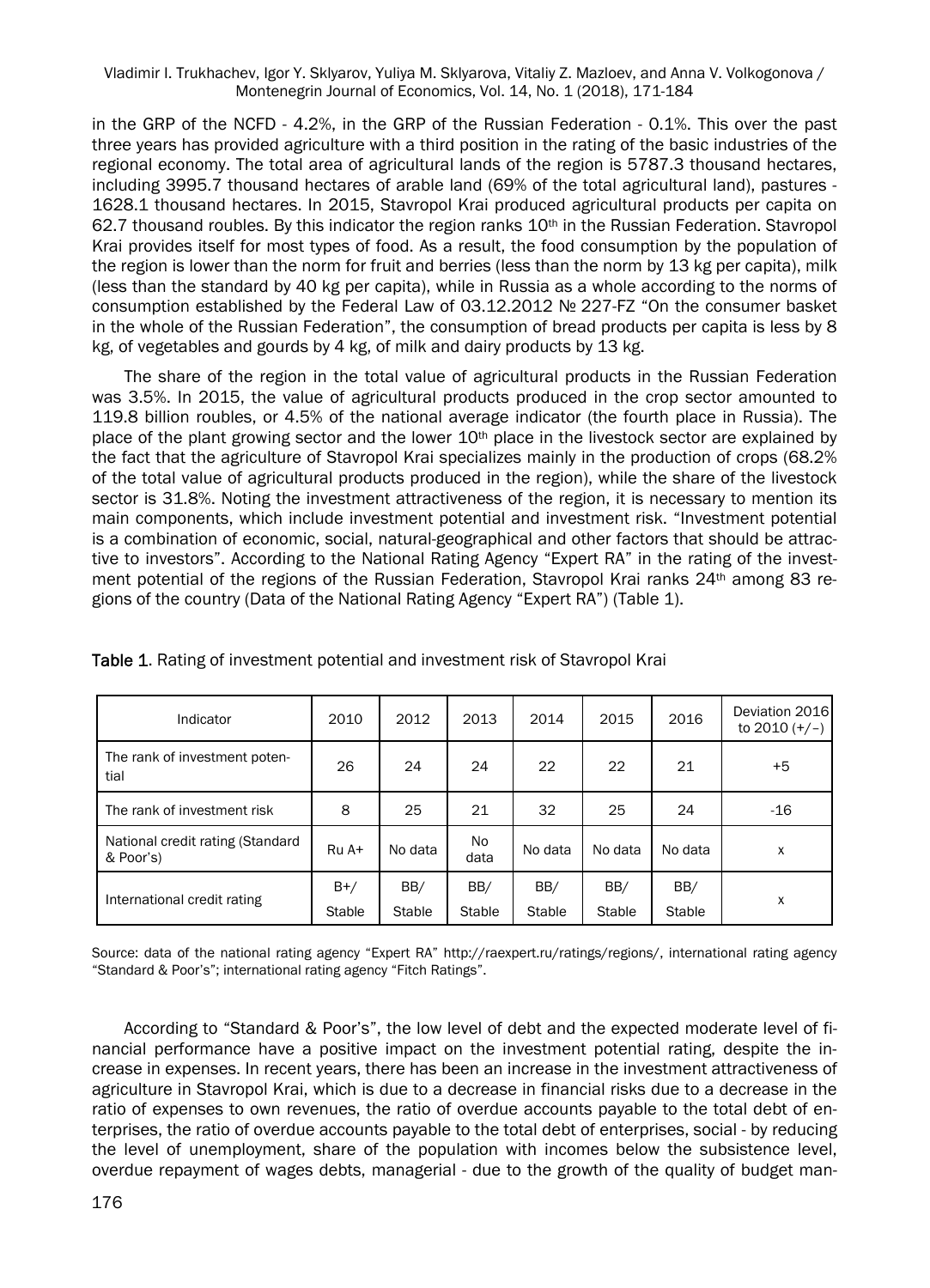in the GRP of the NCFD - 4.2%, in the GRP of the Russian Federation - 0.1%. This over the past three years has provided agriculture with a third position in the rating of the basic industries of the regional economy. The total area of agricultural lands of the region is 5787.3 thousand hectares, including 3995.7 thousand hectares of arable land (69% of the total agricultural land), pastures - 1628.1 thousand hectares. In 2015, Stavropol Krai produced agricultural products per capita on 62.7 thousand roubles. By this indicator the region ranks 10th in the Russian Federation. Stavropol Krai provides itself for most types of food. As a result, the food consumption by the population of the region is lower than the norm for fruit and berries (less than the norm by 13 kg per capita), milk (less than the standard by 40 kg per capita), while in Russia as a whole according to the norms of consumption established by the Federal Law of 03.12.2012 № 227-FZ "On the consumer basket in the whole of the Russian Federation", the consumption of bread products per capita is less by 8 kg, of vegetables and gourds by 4 kg, of milk and dairy products by 13 kg.

The share of the region in the total value of agricultural products in the Russian Federation was 3.5%. In 2015, the value of agricultural products produced in the crop sector amounted to 119.8 billion roubles, or 4.5% of the national average indicator (the fourth place in Russia). The place of the plant growing sector and the lower 10th place in the livestock sector are explained by the fact that the agriculture of Stavropol Krai specializes mainly in the production of crops (68.2% of the total value of agricultural products produced in the region), while the share of the livestock sector is 31.8%. Noting the investment attractiveness of the region, it is necessary to mention its main components, which include investment potential and investment risk. "Investment potential is a combination of economic, social, natural-geographical and other factors that should be attractive to investors". According to the National Rating Agency "Expert RA" in the rating of the investment potential of the regions of the Russian Federation, Stavropol Krai ranks 24th among 83 regions of the country (Data of the National Rating Agency "Expert RA") (Table 1).

**Table 1.** Rating of investment potential and investment risk of Stavropol Krai

| Indicator | 2010 | 2012 | 2013 | 2014 | 2015 | 2016 | Deviation 2016 to 2010 (+/–) |
|---|---|---|---|---|---|---|---|
| The rank of investment potential | 26 | 24 | 24 | 22 | 22 | 21 | +5 |
| The rank of investment risk | 8 | 25 | 21 | 32 | 25 | 24 | -16 |
| National credit rating (Standard & Poor's) | Ru A+ | No data | No data | No data | No data | No data | x |
| International credit rating | B+/ Stable | BB/ Stable | BB/ Stable | BB/ Stable | BB/ Stable | BB/ Stable | x |

Source: data of the national rating agency "Expert RA" http://raexpert.ru/ratings/regions/, international rating agency "Standard & Poor's"; international rating agency "Fitch Ratings".

According to "Standard & Poor's", the low level of debt and the expected moderate level of financial performance have a positive impact on the investment potential rating, despite the increase in expenses. In recent years, there has been an increase in the investment attractiveness of agriculture in Stavropol Krai, which is due to a decrease in financial risks due to a decrease in the ratio of expenses to own revenues, the ratio of overdue accounts payable to the total debt of enterprises, the ratio of overdue accounts payable to the total debt of enterprises, social - by reducing the level of unemployment, share of the population with incomes below the subsistence level, overdue repayment of wages debts, managerial - due to the growth of the quality of budget man-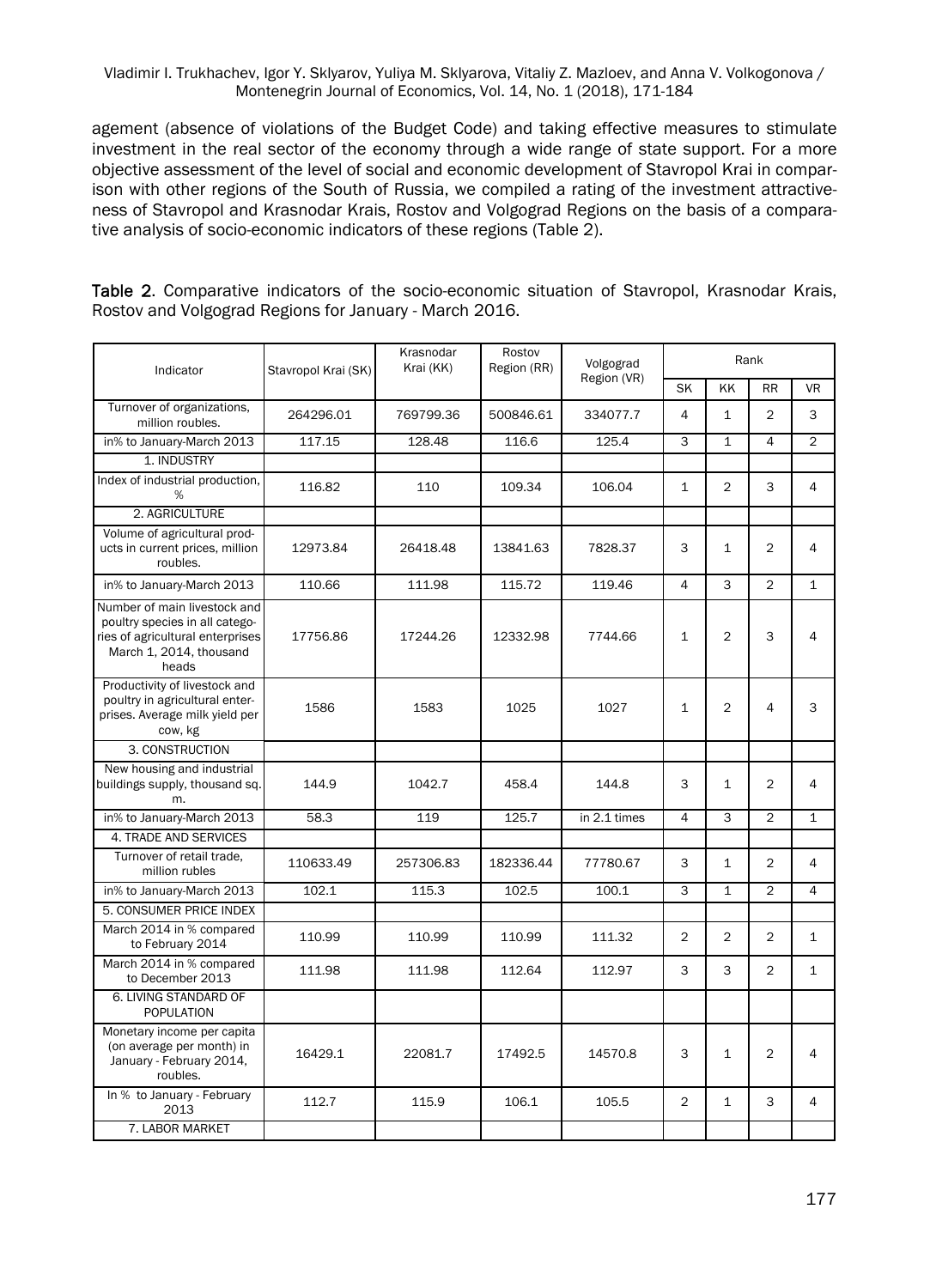agement (absence of violations of the Budget Code) and taking effective measures to stimulate investment in the real sector of the economy through a wide range of state support. For a more objective assessment of the level of social and economic development of Stavropol Krai in comparison with other regions of the South of Russia, we compiled a rating of the investment attractiveness of Stavropol and Krasnodar Krais, Rostov and Volgograd Regions on the basis of a comparative analysis of socio-economic indicators of these regions (Table 2).

**Table 2**. Comparative indicators of the socio-economic situation of Stavropol, Krasnodar Krais, Rostov and Volgograd Regions for January - March 2016.

| Indicator | Stavropol Krai (SK) | Krasnodar Krai (KK) | Rostov Region (RR) | Volgograd Region (VR) | Rank | | | |
|---|---|---|---|---|---|---|---|---|
| | | | | | SK | KK | RR | VR |
| Turnover of organizations, million roubles. | 264296.01 | 769799.36 | 500846.61 | 334077.7 | 4 | 1 | 2 | 3 |
| in% to January-March 2013 | 117.15 | 128.48 | 116.6 | 125.4 | 3 | 1 | 4 | 2 |
| 1. INDUSTRY | | | | | | | | |
| Index of industrial production, % | 116.82 | 110 | 109.34 | 106.04 | 1 | 2 | 3 | 4 |
| 2. AGRICULTURE | | | | | | | | |
| Volume of agricultural products in current prices, million roubles. | 12973.84 | 26418.48 | 13841.63 | 7828.37 | 3 | 1 | 2 | 4 |
| in% to January-March 2013 | 110.66 | 111.98 | 115.72 | 119.46 | 4 | 3 | 2 | 1 |
| Number of main livestock and poultry species in all categories of agricultural enterprises March 1, 2014, thousand heads | 17756.86 | 17244.26 | 12332.98 | 7744.66 | 1 | 2 | 3 | 4 |
| Productivity of livestock and poultry in agricultural enterprises. Average milk yield per cow, kg | 1586 | 1583 | 1025 | 1027 | 1 | 2 | 4 | 3 |
| 3. CONSTRUCTION | | | | | | | | |
| New housing and industrial buildings supply, thousand sq. m. | 144.9 | 1042.7 | 458.4 | 144.8 | 3 | 1 | 2 | 4 |
| in% to January-March 2013 | 58.3 | 119 | 125.7 | in 2.1 times | 4 | 3 | 2 | 1 |
| 4. TRADE AND SERVICES | | | | | | | | |
| Turnover of retail trade, million rubles | 110633.49 | 257306.83 | 182336.44 | 77780.67 | 3 | 1 | 2 | 4 |
| in% to January-March 2013 | 102.1 | 115.3 | 102.5 | 100.1 | 3 | 1 | 2 | 4 |
| 5. CONSUMER PRICE INDEX | | | | | | | | |
| March 2014 in % compared to February 2014 | 110.99 | 110.99 | 110.99 | 111.32 | 2 | 2 | 2 | 1 |
| March 2014 in % compared to December 2013 | 111.98 | 111.98 | 112.64 | 112.97 | 3 | 3 | 2 | 1 |
| 6. LIVING STANDARD OF POPULATION | | | | | | | | |
| Monetary income per capita (on average per month) in January - February 2014, roubles. | 16429.1 | 22081.7 | 17492.5 | 14570.8 | 3 | 1 | 2 | 4 |
| In % to January - February 2013 | 112.7 | 115.9 | 106.1 | 105.5 | 2 | 1 | 3 | 4 |
| 7. LABOR MARKET | | | | | | | | |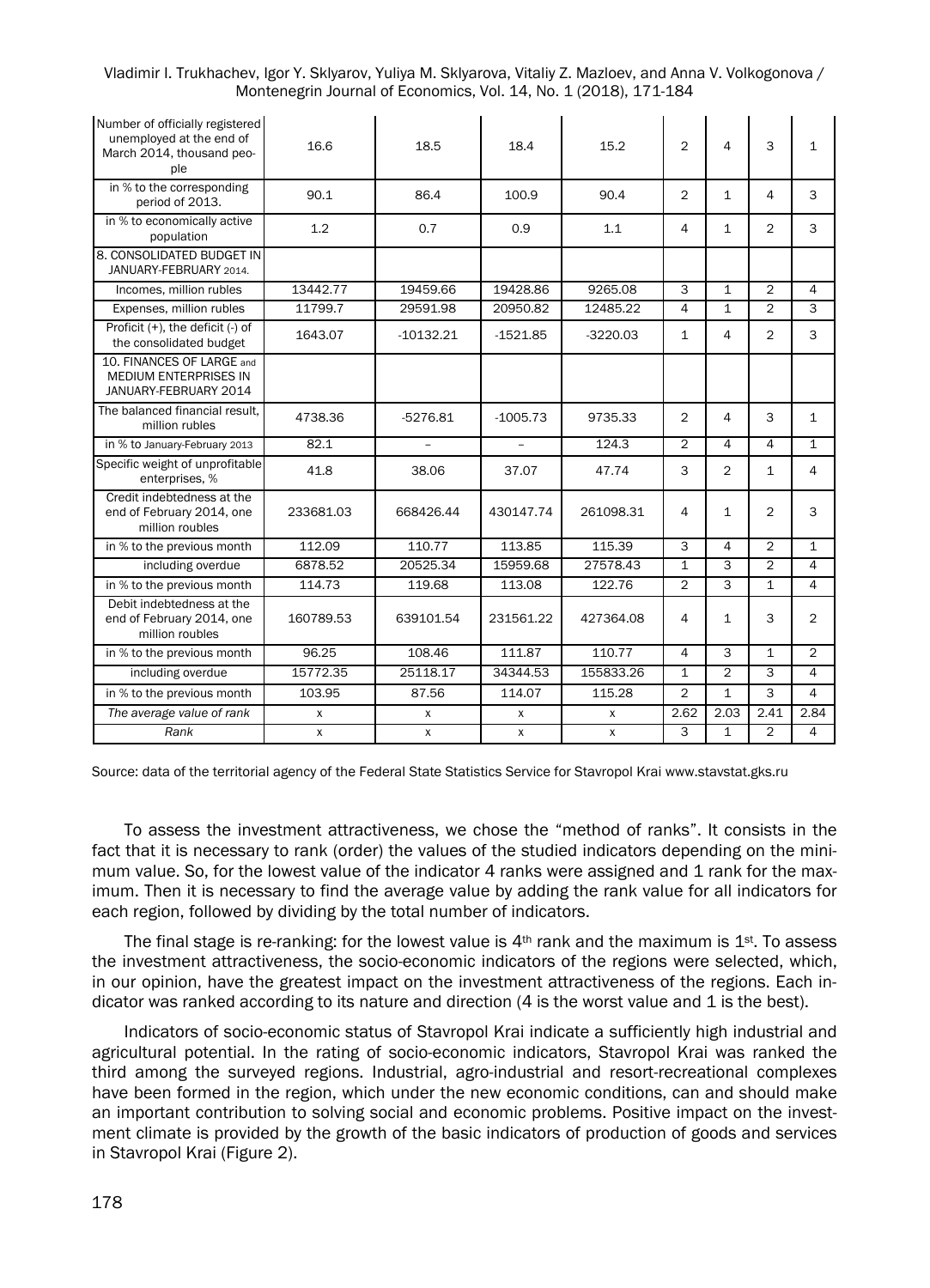| Number of officially registered unemployed at the end of March 2014, thousand people | 16.6 | 18.5 | 18.4 | 15.2 | 2 | 4 | 3 | 1 |
|---|---|---|---|---|---|---|---|---|
| in % to the corresponding period of 2013. | 90.1 | 86.4 | 100.9 | 90.4 | 2 | 1 | 4 | 3 |
| in % to economically active population | 1.2 | 0.7 | 0.9 | 1.1 | 4 | 1 | 2 | 3 |
| 8. CONSOLIDATED BUDGET IN JANUARY-FEBRUARY 2014. | | | | | | | | |
| Incomes, million rubles | 13442.77 | 19459.66 | 19428.86 | 9265.08 | 3 | 1 | 2 | 4 |
| Expenses, million rubles | 11799.7 | 29591.98 | 20950.82 | 12485.22 | 4 | 1 | 2 | 3 |
| Proficit (+), the deficit (-) of the consolidated budget | 1643.07 | -10132.21 | -1521.85 | -3220.03 | 1 | 4 | 2 | 3 |
| 10. FINANCES OF LARGE and MEDIUM ENTERPRISES IN JANUARY-FEBRUARY 2014 | | | | | | | | |
| The balanced financial result, million rubles | 4738.36 | -5276.81 | -1005.73 | 9735.33 | 2 | 4 | 3 | 1 |
| in % to January-February 2013 | 82.1 | – | – | 124.3 | 2 | 4 | 4 | 1 |
| Specific weight of unprofitable enterprises, % | 41.8 | 38.06 | 37.07 | 47.74 | 3 | 2 | 1 | 4 |
| Credit indebtedness at the end of February 2014, one million roubles | 233681.03 | 668426.44 | 430147.74 | 261098.31 | 4 | 1 | 2 | 3 |
| in % to the previous month | 112.09 | 110.77 | 113.85 | 115.39 | 3 | 4 | 2 | 1 |
| including overdue | 6878.52 | 20525.34 | 15959.68 | 27578.43 | 1 | 3 | 2 | 4 |
| in % to the previous month | 114.73 | 119.68 | 113.08 | 122.76 | 2 | 3 | 1 | 4 |
| Debit indebtedness at the end of February 2014, one million roubles | 160789.53 | 639101.54 | 231561.22 | 427364.08 | 4 | 1 | 3 | 2 |
| in % to the previous month | 96.25 | 108.46 | 111.87 | 110.77 | 4 | 3 | 1 | 2 |
| including overdue | 15772.35 | 25118.17 | 34344.53 | 155833.26 | 1 | 2 | 3 | 4 |
| in % to the previous month | 103.95 | 87.56 | 114.07 | 115.28 | 2 | 1 | 3 | 4 |
| *The average value of rank* | x | x | x | x | 2.62 | 2.03 | 2.41 | 2.84 |
| *Rank* | x | x | x | x | 3 | 1 | 2 | 4 |

Source: data of the territorial agency of the Federal State Statistics Service for Stavropol Krai www.stavstat.gks.ru

To assess the investment attractiveness, we chose the "method of ranks". It consists in the fact that it is necessary to rank (order) the values of the studied indicators depending on the minimum value. So, for the lowest value of the indicator 4 ranks were assigned and 1 rank for the maximum. Then it is necessary to find the average value by adding the rank value for all indicators for each region, followed by dividing by the total number of indicators.

The final stage is re-ranking: for the lowest value is 4th rank and the maximum is 1st. To assess the investment attractiveness, the socio-economic indicators of the regions were selected, which, in our opinion, have the greatest impact on the investment attractiveness of the regions. Each indicator was ranked according to its nature and direction (4 is the worst value and 1 is the best).

Indicators of socio-economic status of Stavropol Krai indicate a sufficiently high industrial and agricultural potential. In the rating of socio-economic indicators, Stavropol Krai was ranked the third among the surveyed regions. Industrial, agro-industrial and resort-recreational complexes have been formed in the region, which under the new economic conditions, can and should make an important contribution to solving social and economic problems. Positive impact on the investment climate is provided by the growth of the basic indicators of production of goods and services in Stavropol Krai (Figure 2).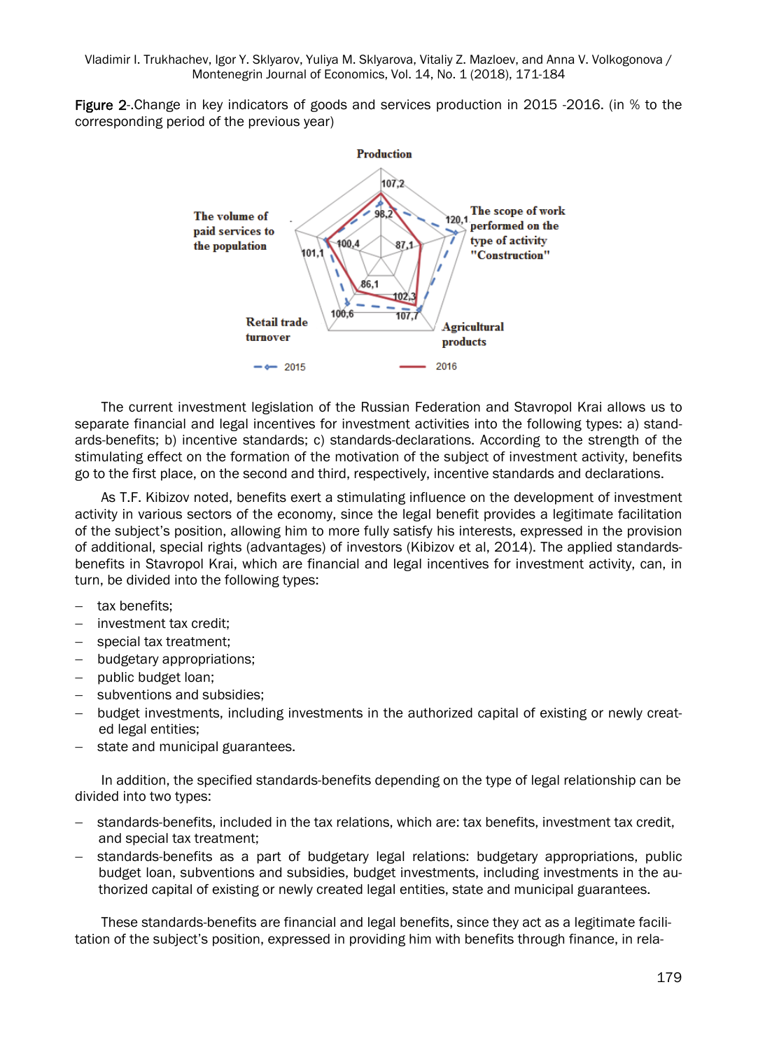Figure 2-.Change in key indicators of goods and services production in 2015 -2016. (in % to the corresponding period of the previous year)

The current investment legislation of the Russian Federation and Stavropol Krai allows us to separate financial and legal incentives for investment activities into the following types: a) standards-benefits; b) incentive standards; c) standards-declarations. According to the strength of the stimulating effect on the formation of the motivation of the subject of investment activity, benefits go to the first place, on the second and third, respectively, incentive standards and declarations.

As T.F. Kibizov noted, benefits exert a stimulating influence on the development of investment activity in various sectors of the economy, since the legal benefit provides a legitimate facilitation of the subject's position, allowing him to more fully satisfy his interests, expressed in the provision of additional, special rights (advantages) of investors (Kibizov et al, 2014). The applied standards-benefits in Stavropol Krai, which are financial and legal incentives for investment activity, can, in turn, be divided into the following types:

- tax benefits;
- investment tax credit;
- special tax treatment;
- budgetary appropriations;
- public budget loan;
- subventions and subsidies;
- budget investments, including investments in the authorized capital of existing or newly created legal entities;
- state and municipal guarantees.

In addition, the specified standards-benefits depending on the type of legal relationship can be divided into two types:

- standards-benefits, included in the tax relations, which are: tax benefits, investment tax credit, and special tax treatment;
- standards-benefits as a part of budgetary legal relations: budgetary appropriations, public budget loan, subventions and subsidies, budget investments, including investments in the authorized capital of existing or newly created legal entities, state and municipal guarantees.

These standards-benefits are financial and legal benefits, since they act as a legitimate facilitation of the subject's position, expressed in providing him with benefits through finance, in rela-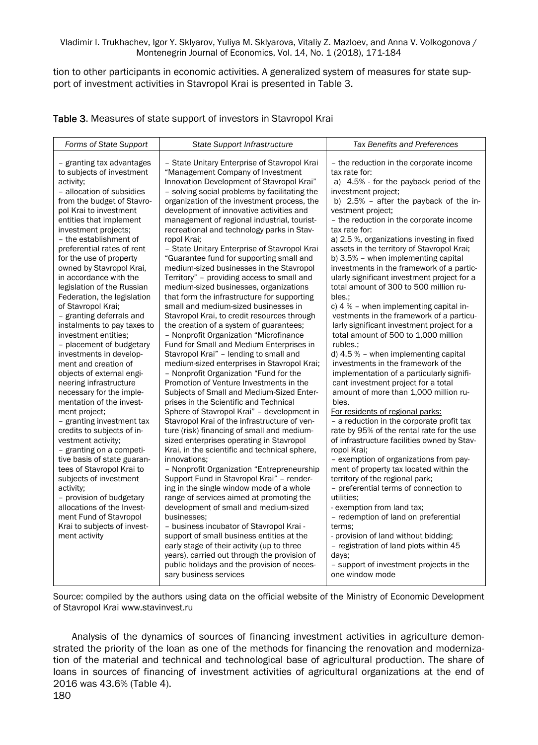tion to other participants in economic activities. A generalized system of measures for state support of investment activities in Stavropol Krai is presented in Table 3.

**Table 3**. Measures of state support of investors in Stavropol Krai

| *Forms of State Support* | *State Support Infrastructure* | *Tax Benefits and Preferences* |
|---|---|---|
| – granting tax advantages to subjects of investment activity;<br>– allocation of subsidies from the budget of Stavropol Krai to investment entities that implement investment projects;<br>– the establishment of preferential rates of rent for the use of property owned by Stavropol Krai, in accordance with the legislation of the Russian Federation, the legislation of Stavropol Krai;<br>– granting deferrals and instalments to pay taxes to investment entities;<br>– placement of budgetary investments in development and creation of objects of external engineering infrastructure necessary for the implementation of the investment project;<br>– granting investment tax credits to subjects of investment activity;<br>– granting on a competitive basis of state guarantees of Stavropol Krai to subjects of investment activity;<br>– provision of budgetary allocations of the Investment Fund of Stavropol Krai to subjects of investment activity | – State Unitary Enterprise of Stavropol Krai "Management Company of Investment Innovation Development of Stavropol Krai" – solving social problems by facilitating the organization of the investment process, the development of innovative activities and management of regional industrial, tourist-recreational and technology parks in Stavropol Krai;<br>– State Unitary Enterprise of Stavropol Krai "Guarantee fund for supporting small and medium-sized businesses in the Stavropol Territory" – providing access to small and medium-sized businesses, organizations that form the infrastructure for supporting small and medium-sized businesses in Stavropol Krai, to credit resources through the creation of a system of guarantees;<br>– Nonprofit Organization "Microfinance Fund for Small and Medium Enterprises in Stavropol Krai" – lending to small and medium-sized enterprises in Stavropol Krai;<br>– Nonprofit Organization "Fund for the Promotion of Venture Investments in the Subjects of Small and Medium-Sized Enterprises in the Scientific and Technical Sphere of Stavropol Krai" – development in Stavropol Krai of the infrastructure of venture (risk) financing of small and medium-sized enterprises operating in Stavropol Krai, in the scientific and technical sphere, innovations;<br>– Nonprofit Organization "Entrepreneurship Support Fund in Stavropol Krai" – rendering in the single window mode of a whole range of services aimed at promoting the development of small and medium-sized businesses;<br>– business incubator of Stavropol Krai - support of small business entities at the early stage of their activity (up to three years), carried out through the provision of public holidays and the provision of necessary business services | – the reduction in the corporate income tax rate for:<br>a) 4.5% - for the payback period of the investment project;<br>b) 2.5% – after the payback of the investment project;<br>– the reduction in the corporate income tax rate for:<br>a) 2.5 %, organizations investing in fixed assets in the territory of Stavropol Krai;<br>b) 3.5% – when implementing capital investments in the framework of a particularly significant investment project for a total amount of 300 to 500 million rubles.;<br>c) 4 % – when implementing capital investments in the framework of a particularly significant investment project for a total amount of 500 to 1,000 million rubles.;<br>d) 4.5 % – when implementing capital investments in the framework of the implementation of a particularly significant investment project for a total amount of more than 1,000 million rubles.<br><u>For residents of regional parks:</u><br>– a reduction in the corporate profit tax rate by 95% of the rental rate for the use of infrastructure facilities owned by Stavropol Krai;<br>– exemption of organizations from payment of property tax located within the territory of the regional park;<br>– preferential terms of connection to utilities;<br>- exemption from land tax;<br>– redemption of land on preferential terms;<br>- provision of land without bidding;<br>– registration of land plots within 45 days;<br>– support of investment projects in the one window mode |

Source: compiled by the authors using data on the official website of the Ministry of Economic Development of Stavropol Krai www.stavinvest.ru

Analysis of the dynamics of sources of financing investment activities in agriculture demonstrated the priority of the loan as one of the methods for financing the renovation and modernization of the material and technical and technological base of agricultural production. The share of loans in sources of financing of investment activities of agricultural organizations at the end of 2016 was 43.6% (Table 4).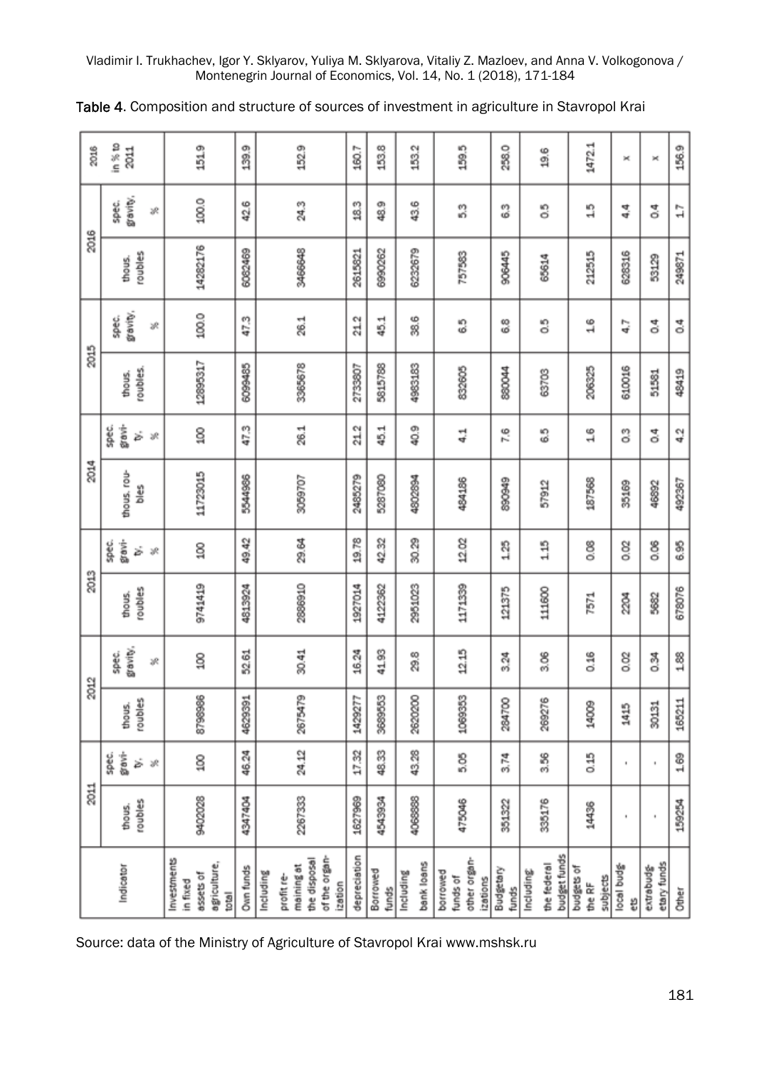Table 4. Composition and structure of sources of investment in agriculture in Stavropol Krai

| Indicator | 2011 | | 2012 | | 2013 | | 2014 | | 2015 | | 2016 | | 2016 |
|---|---|---|---|---|---|---|---|---|---|---|---|---|---|
| | thous. roubles | spec. gravity, % | thous. roubles | spec. gravity, % | thous. roubles | spec. gravity, % | thous. roubles | spec. gravity, % | thous. roubles. | spec. gravity, % | thous. roubles | spec. gravity, % | in % to 2011 |
| Investments in fixed assets of agriculture, total | 9402028 | 100 | 8798986 | 100 | 9741419 | 100 | 11723015 | 100 | 12895317 | 100.0 | 14282176 | 100.0 | 151.9 |
| Own funds | 4347404 | 46.24 | 4629391 | 52.61 | 4813924 | 49.42 | 5544986 | 47.3 | 6099485 | 47.3 | 6082469 | 42.6 | 139.9 |
| Including profit remaining at the disposal of the organization | 2267333 | 24.12 | 2675479 | 30.41 | 2886910 | 29.64 | 3059707 | 26.1 | 3365678 | 26.1 | 3466648 | 24.3 | 152.9 |
| depreciation | 1627969 | 17.32 | 1429277 | 16.24 | 1927014 | 19.78 | 2485279 | 21.2 | 2733807 | 21.2 | 2615821 | 18.3 | 160.7 |
| Borrowed funds | 4543934 | 48.33 | 3689553 | 41.93 | 4122362 | 42.32 | 5287080 | 45.1 | 5815788 | 45.1 | 6990262 | 48.9 | 153.8 |
| Including bank loans | 4068888 | 43.28 | 2620200 | 29.8 | 2951023 | 30.29 | 4802894 | 40.9 | 4983183 | 38.6 | 6232679 | 43.6 | 153.2 |
| borrowed funds of other organizations | 475046 | 5.05 | 1069353 | 12.15 | 1171339 | 12.02 | 484186 | 4.1 | 832605 | 6.5 | 757583 | 5.3 | 159.5 |
| Budgetary funds | 351322 | 3.74 | 284700 | 3.24 | 121375 | 1.25 | 890949 | 7.6 | 880044 | 6.8 | 906445 | 6.3 | 258.0 |
| Including: the federal budget funds | 335176 | 3.56 | 269276 | 3.06 | 111600 | 1.15 | 57912 | 6.5 | 63703 | 0.5 | 65614 | 0.5 | 19.6 |
| budgets of the RF subjects | 14436 | 0.15 | 14009 | 0.16 | 7571 | 0.08 | 187568 | 1.6 | 206325 | 1.6 | 212515 | 1.5 | 1472.1 |
| local budgets | - | - | 1415 | 0.02 | 2204 | 0.02 | 35169 | 0.3 | 610016 | 4.7 | 628316 | 4.4 | x |
| extrabudgetary funds | - | - | 30131 | 0.34 | 5682 | 0.06 | 46892 | 0.4 | 51581 | 0.4 | 53129 | 0.4 | x |
| Other | 159254 | 1.69 | 165211 | 1.88 | 678076 | 6.95 | 492367 | 4.2 | 48419 | 0.4 | 249871 | 1.7 | 156.9 |

Source: data of the Ministry of Agriculture of Stavropol Krai www.mshsk.ru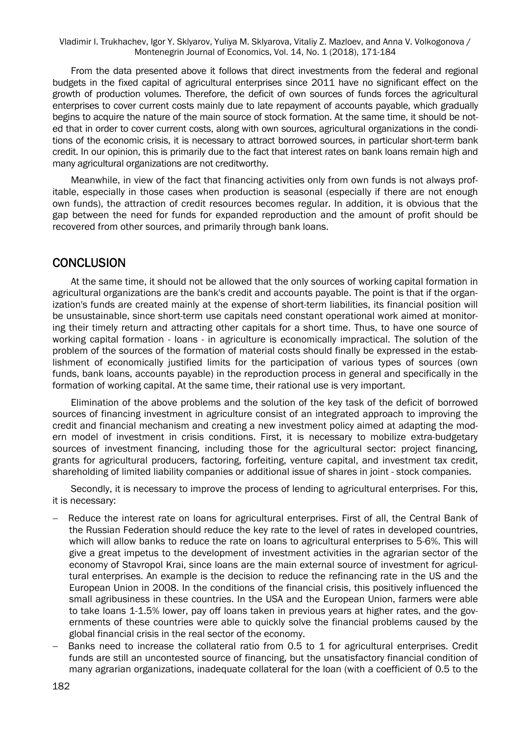From the data presented above it follows that direct investments from the federal and regional budgets in the fixed capital of agricultural enterprises since 2011 have no significant effect on the growth of production volumes. Therefore, the deficit of own sources of funds forces the agricultural enterprises to cover current costs mainly due to late repayment of accounts payable, which gradually begins to acquire the nature of the main source of stock formation. At the same time, it should be noted that in order to cover current costs, along with own sources, agricultural organizations in the conditions of the economic crisis, it is necessary to attract borrowed sources, in particular short-term bank credit. In our opinion, this is primarily due to the fact that interest rates on bank loans remain high and many agricultural organizations are not creditworthy.

Meanwhile, in view of the fact that financing activities only from own funds is not always profitable, especially in those cases when production is seasonal (especially if there are not enough own funds), the attraction of credit resources becomes regular. In addition, it is obvious that the gap between the need for funds for expanded reproduction and the amount of profit should be recovered from other sources, and primarily through bank loans.

## CONCLUSION

At the same time, it should not be allowed that the only sources of working capital formation in agricultural organizations are the bank's credit and accounts payable. The point is that if the organization's funds are created mainly at the expense of short-term liabilities, its financial position will be unsustainable, since short-term use capitals need constant operational work aimed at monitoring their timely return and attracting other capitals for a short time. Thus, to have one source of working capital formation - loans - in agriculture is economically impractical. The solution of the problem of the sources of the formation of material costs should finally be expressed in the establishment of economically justified limits for the participation of various types of sources (own funds, bank loans, accounts payable) in the reproduction process in general and specifically in the formation of working capital. At the same time, their rational use is very important.

Elimination of the above problems and the solution of the key task of the deficit of borrowed sources of financing investment in agriculture consist of an integrated approach to improving the credit and financial mechanism and creating a new investment policy aimed at adapting the modern model of investment in crisis conditions. First, it is necessary to mobilize extra-budgetary sources of investment financing, including those for the agricultural sector: project financing, grants for agricultural producers, factoring, forfeiting, venture capital, and investment tax credit, shareholding of limited liability companies or additional issue of shares in joint - stock companies.

Secondly, it is necessary to improve the process of lending to agricultural enterprises. For this, it is necessary:

- Reduce the interest rate on loans for agricultural enterprises. First of all, the Central Bank of the Russian Federation should reduce the key rate to the level of rates in developed countries, which will allow banks to reduce the rate on loans to agricultural enterprises to 5-6%. This will give a great impetus to the development of investment activities in the agrarian sector of the economy of Stavropol Krai, since loans are the main external source of investment for agricultural enterprises. An example is the decision to reduce the refinancing rate in the US and the European Union in 2008. In the conditions of the financial crisis, this positively influenced the small agribusiness in these countries. In the USA and the European Union, farmers were able to take loans 1-1.5% lower, pay off loans taken in previous years at higher rates, and the governments of these countries were able to quickly solve the financial problems caused by the global financial crisis in the real sector of the economy.
- Banks need to increase the collateral ratio from 0.5 to 1 for agricultural enterprises. Credit funds are still an uncontested source of financing, but the unsatisfactory financial condition of many agrarian organizations, inadequate collateral for the loan (with a coefficient of 0.5 to the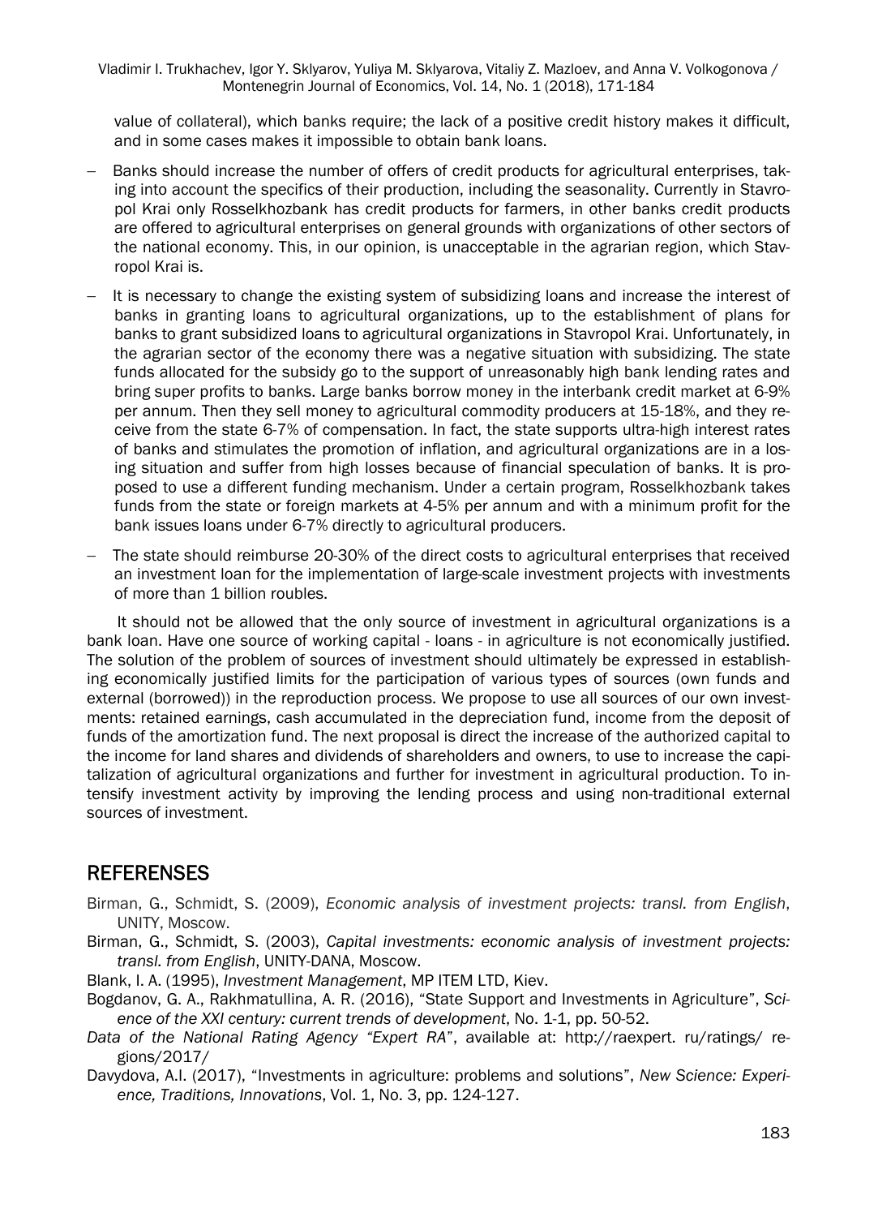value of collateral), which banks require; the lack of a positive credit history makes it difficult, and in some cases makes it impossible to obtain bank loans.

- Banks should increase the number of offers of credit products for agricultural enterprises, taking into account the specifics of their production, including the seasonality. Currently in Stavropol Krai only Rosselkhozbank has credit products for farmers, in other banks credit products are offered to agricultural enterprises on general grounds with organizations of other sectors of the national economy. This, in our opinion, is unacceptable in the agrarian region, which Stavropol Krai is.
- It is necessary to change the existing system of subsidizing loans and increase the interest of banks in granting loans to agricultural organizations, up to the establishment of plans for banks to grant subsidized loans to agricultural organizations in Stavropol Krai. Unfortunately, in the agrarian sector of the economy there was a negative situation with subsidizing. The state funds allocated for the subsidy go to the support of unreasonably high bank lending rates and bring super profits to banks. Large banks borrow money in the interbank credit market at 6-9% per annum. Then they sell money to agricultural commodity producers at 15-18%, and they receive from the state 6-7% of compensation. In fact, the state supports ultra-high interest rates of banks and stimulates the promotion of inflation, and agricultural organizations are in a losing situation and suffer from high losses because of financial speculation of banks. It is proposed to use a different funding mechanism. Under a certain program, Rosselkhozbank takes funds from the state or foreign markets at 4-5% per annum and with a minimum profit for the bank issues loans under 6-7% directly to agricultural producers.
- The state should reimburse 20-30% of the direct costs to agricultural enterprises that received an investment loan for the implementation of large-scale investment projects with investments of more than 1 billion roubles.

It should not be allowed that the only source of investment in agricultural organizations is a bank loan. Have one source of working capital - loans - in agriculture is not economically justified. The solution of the problem of sources of investment should ultimately be expressed in establishing economically justified limits for the participation of various types of sources (own funds and external (borrowed)) in the reproduction process. We propose to use all sources of our own investments: retained earnings, cash accumulated in the depreciation fund, income from the deposit of funds of the amortization fund. The next proposal is direct the increase of the authorized capital to the income for land shares and dividends of shareholders and owners, to use to increase the capitalization of agricultural organizations and further for investment in agricultural production. To intensify investment activity by improving the lending process and using non-traditional external sources of investment.

## REFERENSES

Birman, G., Schmidt, S. (2009), *Economic analysis of investment projects: transl. from English*, UNITY, Moscow.

Birman, G., Schmidt, S. (2003), *Capital investments: economic analysis of investment projects: transl. from English*, UNITY-DANA, Moscow.

Blank, I. A. (1995), *Investment Management*, MP ITEM LTD, Kiev.

Bogdanov, G. A., Rakhmatullina, A. R. (2016), "State Support and Investments in Agriculture", *Science of the XXI century: current trends of development*, No. 1-1, pp. 50-52.

*Data of the National Rating Agency "Expert RA"*, available at: http://raexpert. ru/ratings/ regions/2017/

Davydova, A.I. (2017), "Investments in agriculture: problems and solutions", *New Science: Experience, Traditions, Innovations*, Vol. 1, No. 3, pp. 124-127.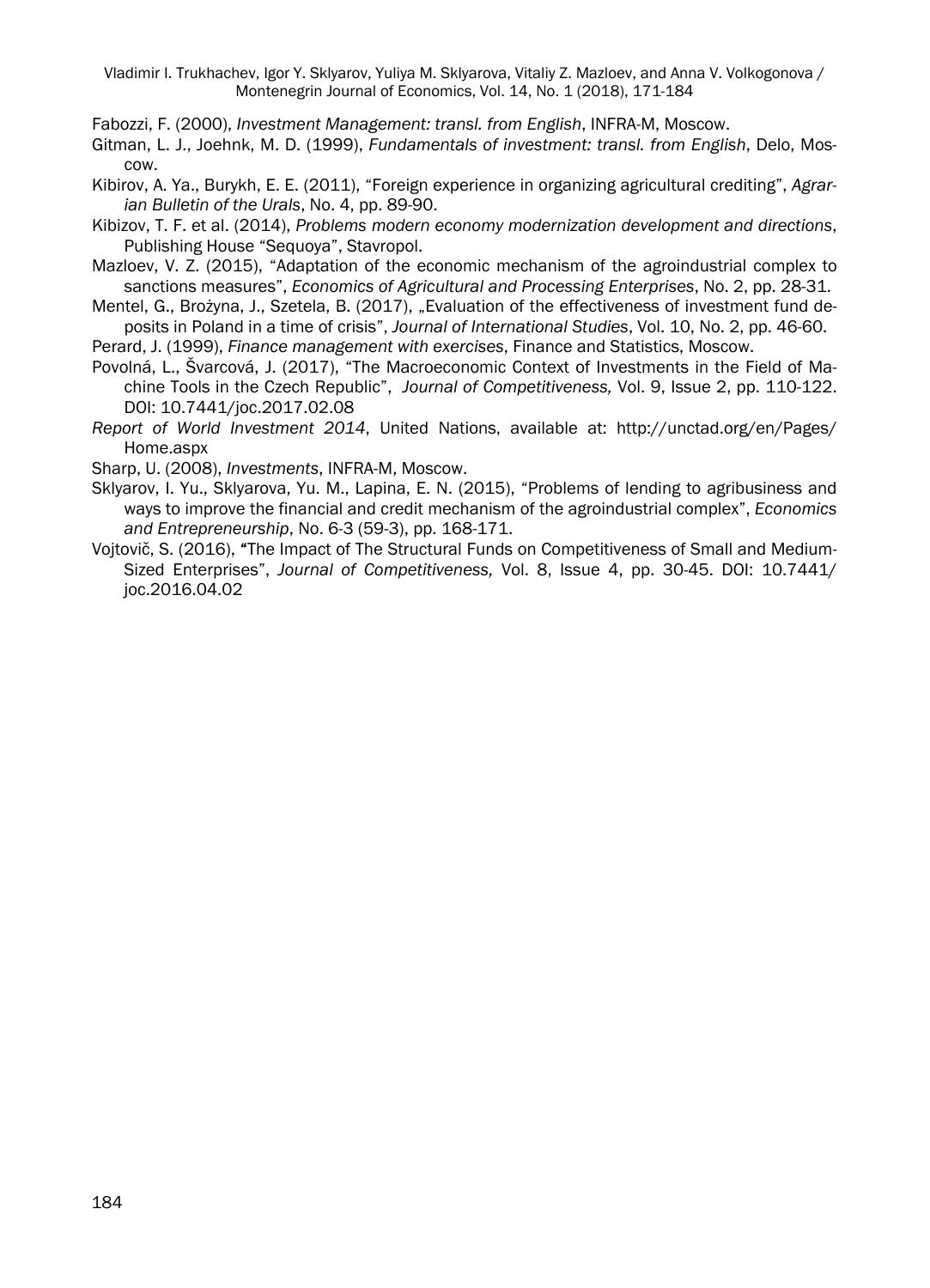Fabozzi, F. (2000), *Investment Management: transl. from English*, INFRA-M, Moscow.

Gitman, L. J., Joehnk, M. D. (1999), *Fundamentals of investment: transl. from English*, Delo, Moscow.

Kibirov, A. Ya., Burykh, E. E. (2011), "Foreign experience in organizing agricultural crediting", *Agrarian Bulletin of the Urals*, No. 4, pp. 89-90.

Kibizov, T. F. et al. (2014), *Problems modern economy modernization development and directions*, Publishing House "Sequoya", Stavropol.

Mazloev, V. Z. (2015), "Adaptation of the economic mechanism of the agroindustrial complex to sanctions measures", *Economics of Agricultural and Processing Enterprises*, No. 2, pp. 28-31.

Mentel, G., Brożyna, J., Szetela, B. (2017), „Evaluation of the effectiveness of investment fund deposits in Poland in a time of crisis", *Journal of International Studies*, Vol. 10, No. 2, pp. 46-60.

Perard, J. (1999), *Finance management with exercises*, Finance and Statistics, Moscow.

Povolná, L., Švarcová, J. (2017), "The Macroeconomic Context of Investments in the Field of Machine Tools in the Czech Republic", *Journal of Competitiveness,* Vol. 9, Issue 2, pp. 110-122. DOI: 10.7441/joc.2017.02.08

*Report of World Investment 2014*, United Nations, available at: http://unctad.org/en/Pages/Home.aspx

Sharp, U. (2008), *Investments*, INFRA-M, Moscow.

Sklyarov, I. Yu., Sklyarova, Yu. M., Lapina, E. N. (2015), "Problems of lending to agribusiness and ways to improve the financial and credit mechanism of the agroindustrial complex", *Economics and Entrepreneurship*, No. 6-3 (59-3), pp. 168-171.

Vojtovič, S. (2016), "The Impact of The Structural Funds on Competitiveness of Small and Medium-Sized Enterprises", *Journal of Competitiveness,* Vol. 8, Issue 4, pp. 30-45. DOI: 10.7441/joc.2016.04.02